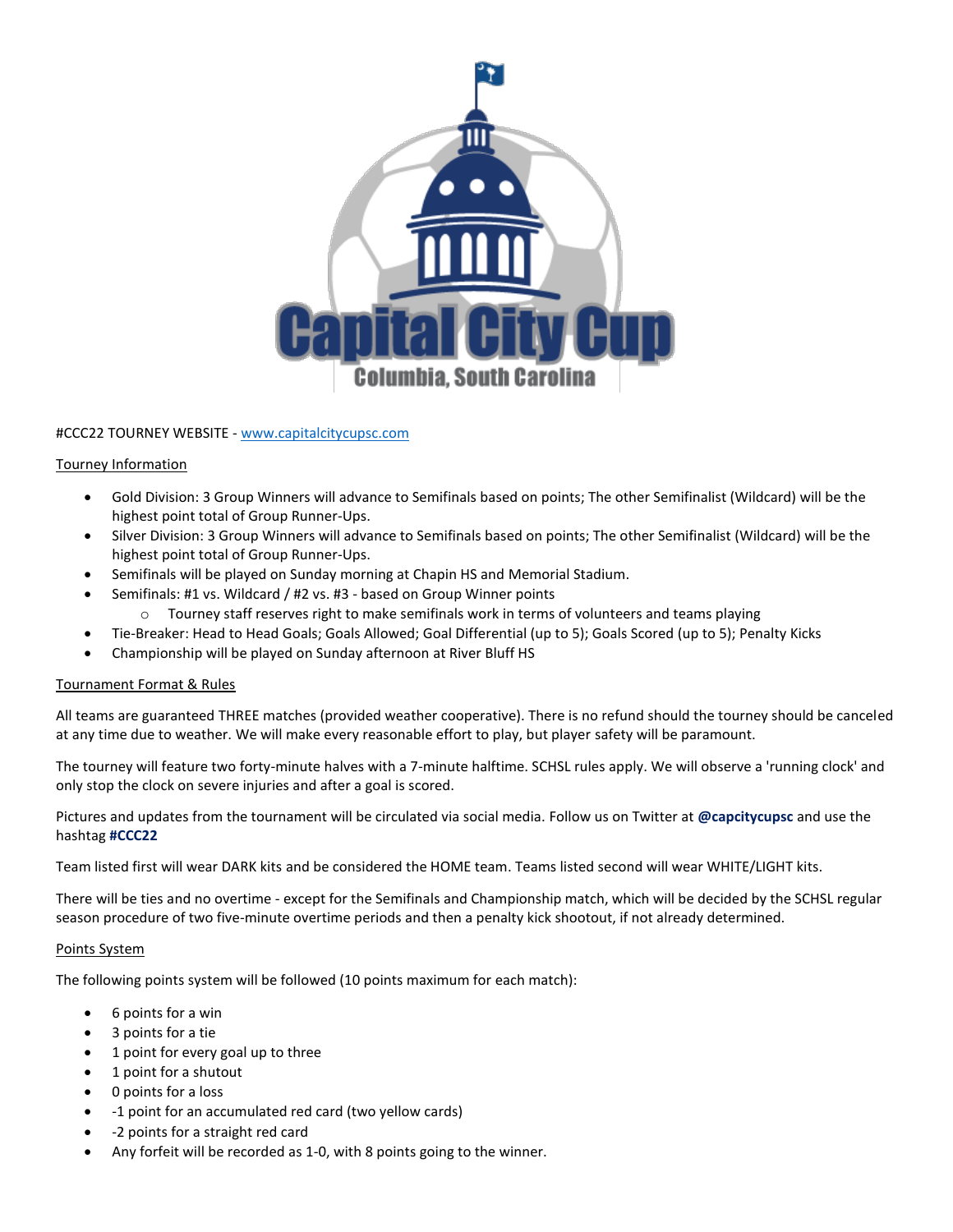Capital City Cup

Columbia, South Carolina

#CCC22 TOURNEY WEBSITE - [www.capitalcitycupsc.com](http://www.capitalcitycupsc.com)

Tourney Information

- Gold Division: 3 Group Winners will advance to Semifinals based on points; The other Semifinalist (Wildcard) will be the highest point total of Group Runner-Ups.
- Silver Division: 3 Group Winners will advance to Semifinals based on points; The other Semifinalist (Wildcard) will be the highest point total of Group Runner-Ups.
- Semifinals will be played on Sunday morning at Chapin HS and Memorial Stadium.
- Semifinals: #1 vs. Wildcard / #2 vs. #3 - based on Group Winner points
  - Tourney staff reserves right to make semifinals work in terms of volunteers and teams playing
- Tie-Breaker: Head to Head Goals; Goals Allowed; Goal Differential (up to 5); Goals Scored (up to 5); Penalty Kicks
- Championship will be played on Sunday afternoon at River Bluff HS

Tournament Format & Rules

All teams are guaranteed THREE matches (provided weather cooperative). There is no refund should the tourney should be canceled at any time due to weather. We will make every reasonable effort to play, but player safety will be paramount.

The tourney will feature two forty-minute halves with a 7-minute halftime. SCHSL rules apply. We will observe a 'running clock' and only stop the clock on severe injuries and after a goal is scored.

Pictures and updates from the tournament will be circulated via social media. Follow us on Twitter at **@capcitycupsc** and use the hashtag **#CCC22**

Team listed first will wear DARK kits and be considered the HOME team. Teams listed second will wear WHITE/LIGHT kits.

There will be ties and no overtime - except for the Semifinals and Championship match, which will be decided by the SCHSL regular season procedure of two five-minute overtime periods and then a penalty kick shootout, if not already determined.

Points System

The following points system will be followed (10 points maximum for each match):

- 6 points for a win
- 3 points for a tie
- 1 point for every goal up to three
- 1 point for a shutout
- 0 points for a loss
- -1 point for an accumulated red card (two yellow cards)
- -2 points for a straight red card
- Any forfeit will be recorded as 1-0, with 8 points going to the winner.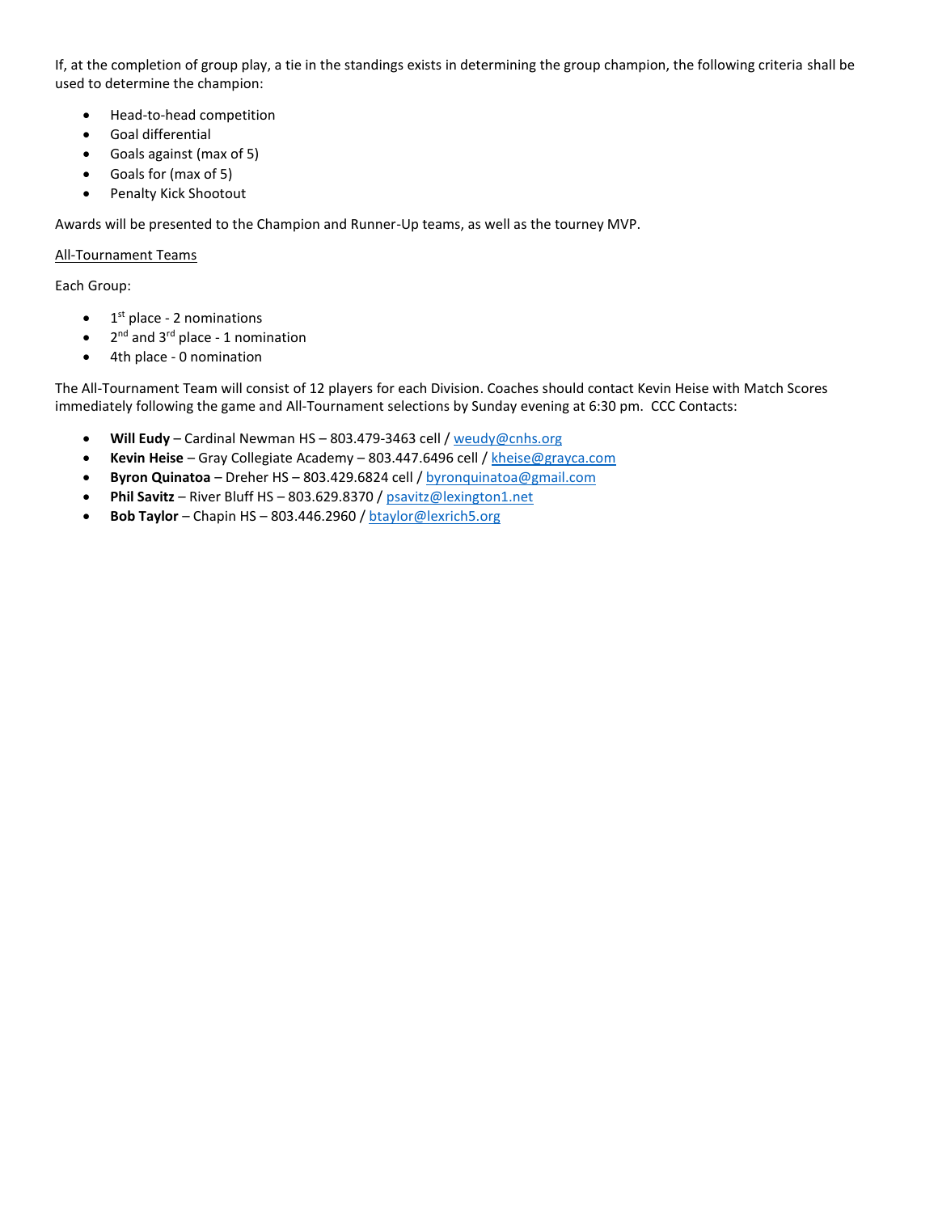If, at the completion of group play, a tie in the standings exists in determining the group champion, the following criteria shall be used to determine the champion:

- Head-to-head competition
- Goal differential
- Goals against (max of 5)
- Goals for (max of 5)
- Penalty Kick Shootout

Awards will be presented to the Champion and Runner-Up teams, as well as the tourney MVP.

All-Tournament Teams

Each Group:

- 1st place - 2 nominations
- 2nd and 3rd place - 1 nomination
- 4th place - 0 nomination

The All-Tournament Team will consist of 12 players for each Division. Coaches should contact Kevin Heise with Match Scores immediately following the game and All-Tournament selections by Sunday evening at 6:30 pm. CCC Contacts:

- **Will Eudy** – Cardinal Newman HS – 803.479-3463 cell / weudy@cnhs.org
- **Kevin Heise** – Gray Collegiate Academy – 803.447.6496 cell / kheise@grayca.com
- **Byron Quinatoa** – Dreher HS – 803.429.6824 cell / byronquinatoa@gmail.com
- **Phil Savitz** – River Bluff HS – 803.629.8370 / psavitz@lexington1.net
- **Bob Taylor** – Chapin HS – 803.446.2960 / btaylor@lexrich5.org